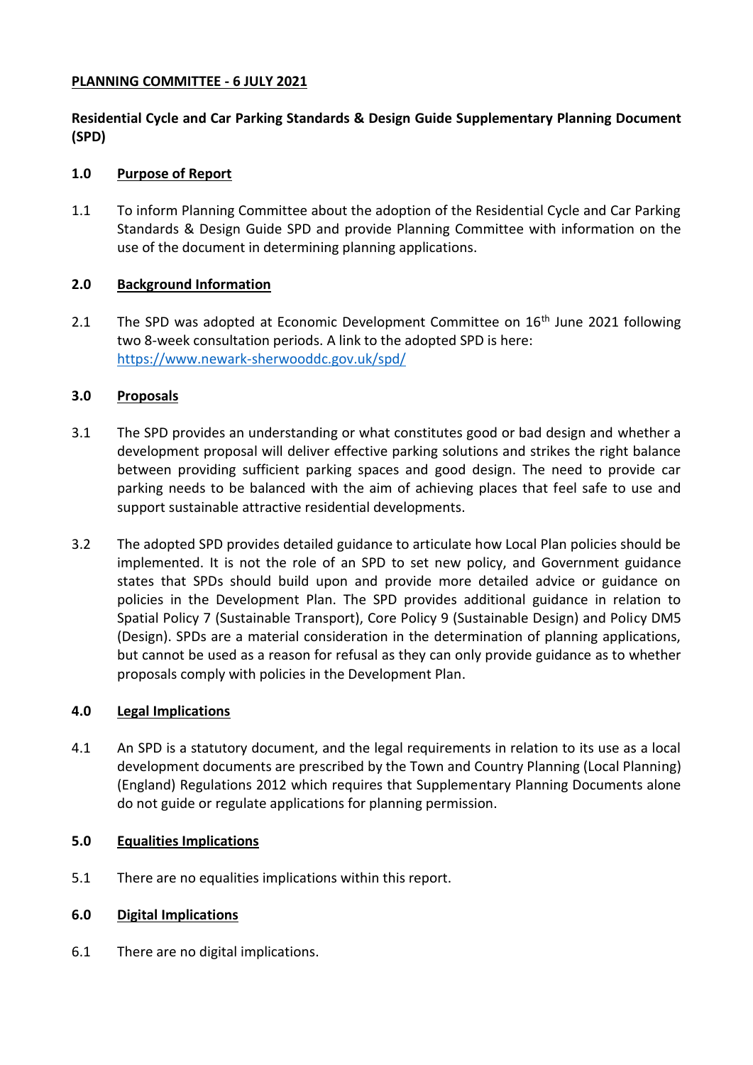**PLANNING COMMITTEE - 6 JULY 2021**

**Residential Cycle and Car Parking Standards & Design Guide Supplementary Planning Document (SPD)**

## 1.0 Purpose of Report

1.1 To inform Planning Committee about the adoption of the Residential Cycle and Car Parking Standards & Design Guide SPD and provide Planning Committee with information on the use of the document in determining planning applications.

## 2.0 Background Information

2.1 The SPD was adopted at Economic Development Committee on 16th June 2021 following two 8-week consultation periods. A link to the adopted SPD is here: https://www.newark-sherwooddc.gov.uk/spd/

## 3.0 Proposals

3.1 The SPD provides an understanding or what constitutes good or bad design and whether a development proposal will deliver effective parking solutions and strikes the right balance between providing sufficient parking spaces and good design. The need to provide car parking needs to be balanced with the aim of achieving places that feel safe to use and support sustainable attractive residential developments.

3.2 The adopted SPD provides detailed guidance to articulate how Local Plan policies should be implemented. It is not the role of an SPD to set new policy, and Government guidance states that SPDs should build upon and provide more detailed advice or guidance on policies in the Development Plan. The SPD provides additional guidance in relation to Spatial Policy 7 (Sustainable Transport), Core Policy 9 (Sustainable Design) and Policy DM5 (Design). SPDs are a material consideration in the determination of planning applications, but cannot be used as a reason for refusal as they can only provide guidance as to whether proposals comply with policies in the Development Plan.

## 4.0 Legal Implications

4.1 An SPD is a statutory document, and the legal requirements in relation to its use as a local development documents are prescribed by the Town and Country Planning (Local Planning) (England) Regulations 2012 which requires that Supplementary Planning Documents alone do not guide or regulate applications for planning permission.

## 5.0 Equalities Implications

5.1 There are no equalities implications within this report.

## 6.0 Digital Implications

6.1 There are no digital implications.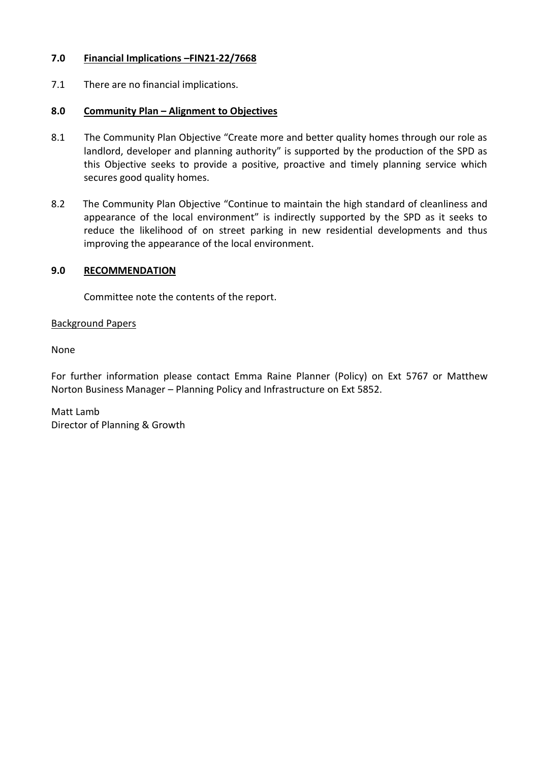## 7.0 Financial Implications –FIN21-22/7668

7.1 There are no financial implications.

## 8.0 Community Plan – Alignment to Objectives

8.1 The Community Plan Objective "Create more and better quality homes through our role as landlord, developer and planning authority" is supported by the production of the SPD as this Objective seeks to provide a positive, proactive and timely planning service which secures good quality homes.

8.2 The Community Plan Objective "Continue to maintain the high standard of cleanliness and appearance of the local environment" is indirectly supported by the SPD as it seeks to reduce the likelihood of on street parking in new residential developments and thus improving the appearance of the local environment.

## 9.0 RECOMMENDATION

Committee note the contents of the report.

Background Papers

None

For further information please contact Emma Raine Planner (Policy) on Ext 5767 or Matthew Norton Business Manager – Planning Policy and Infrastructure on Ext 5852.

Matt Lamb
Director of Planning & Growth